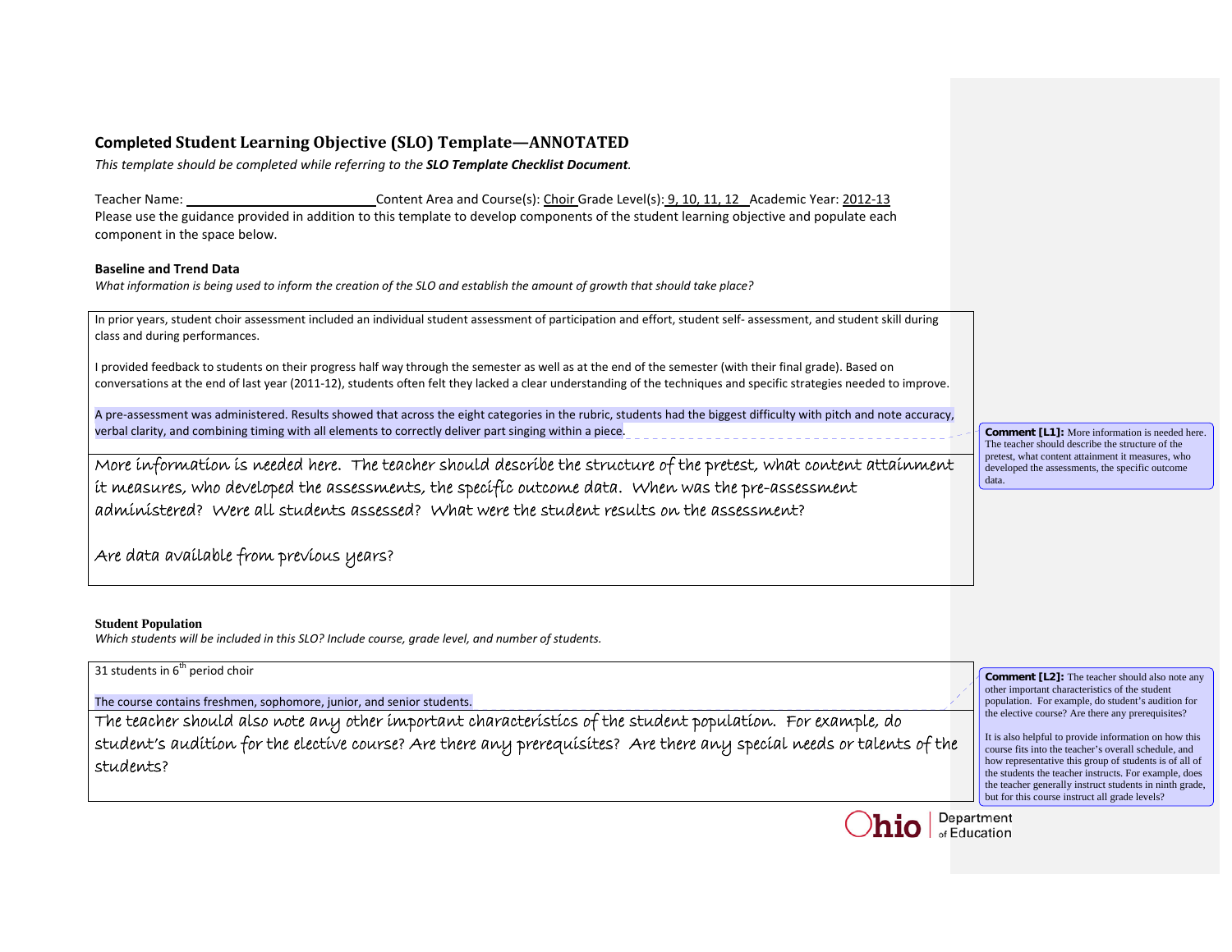## Completed Student Learning Objective (SLO) Template—ANNOTATED

*This template should be completed while referring to the* ***SLO Template Checklist Document****.*

Teacher Name: ______________________ Content Area and Course(s): Choir Grade Level(s): 9, 10, 11, 12 Academic Year: 2012-13

Please use the guidance provided in addition to this template to develop components of the student learning objective and populate each component in the space below.

**Baseline and Trend Data**

*What information is being used to inform the creation of the SLO and establish the amount of growth that should take place?*

In prior years, student choir assessment included an individual student assessment of participation and effort, student self- assessment, and student skill during class and during performances.

I provided feedback to students on their progress half way through the semester as well as at the end of the semester (with their final grade). Based on conversations at the end of last year (2011-12), students often felt they lacked a clear understanding of the techniques and specific strategies needed to improve.

A pre-assessment was administered. Results showed that across the eight categories in the rubric, students had the biggest difficulty with pitch and note accuracy, verbal clarity, and combining timing with all elements to correctly deliver part singing within a piece.

More information is needed here. The teacher should describe the structure of the pretest, what content attainment it measures, who developed the assessments, the specific outcome data. When was the pre-assessment administered? Were all students assessed? What were the student results on the assessment?

Are data available from previous years?

**Comment [L1]:** More information is needed here. The teacher should describe the structure of the pretest, what content attainment it measures, who developed the assessments, the specific outcome data.

**Student Population**

*Which students will be included in this SLO? Include course, grade level, and number of students.*

31 students in 6th period choir

The course contains freshmen, sophomore, junior, and senior students.

The teacher should also note any other important characteristics of the student population. For example, do student's audition for the elective course? Are there any prerequisites? Are there any special needs or talents of the students?

**Comment [L2]:** The teacher should also note any other important characteristics of the student population. For example, do student's audition for the elective course? Are there any prerequisites?

It is also helpful to provide information on how this course fits into the teacher's overall schedule, and how representative this group of students is of all of the students the teacher instructs. For example, does the teacher generally instruct students in ninth grade, but for this course instruct all grade levels?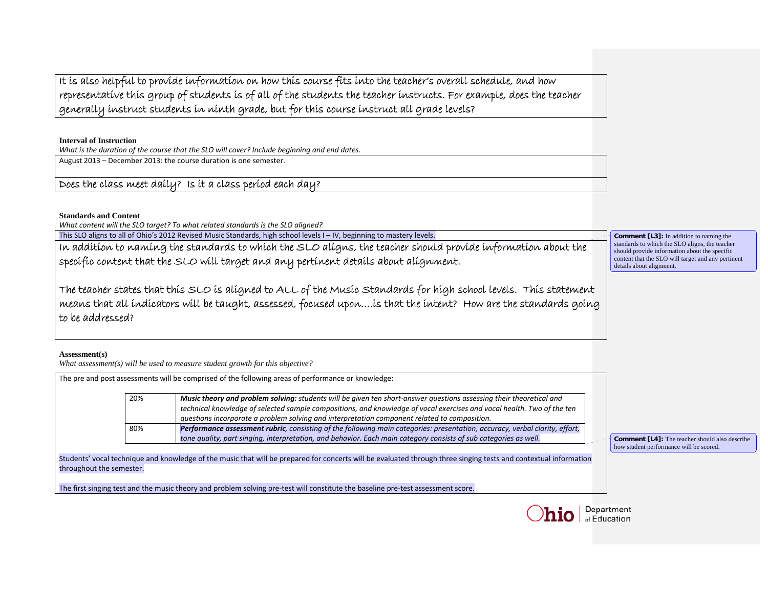It is also helpful to provide information on how this course fits into the teacher's overall schedule, and how representative this group of students is of all of the students the teacher instructs. For example, does the teacher generally instruct students in ninth grade, but for this course instruct all grade levels?

**Interval of Instruction**

*What is the duration of the course that the SLO will cover? Include beginning and end dates.*

August 2013 – December 2013: the course duration is one semester.

Does the class meet daily? Is it a class period each day?

**Standards and Content**

*What content will the SLO target? To what related standards is the SLO aligned?*

This SLO aligns to all of Ohio's 2012 Revised Music Standards, high school levels I – IV, beginning to mastery levels.

In addition to naming the standards to which the SLO aligns, the teacher should provide information about the specific content that the SLO will target and any pertinent details about alignment.

The teacher states that this SLO is aligned to ALL of the Music Standards for high school levels. This statement means that all indicators will be taught, assessed, focused upon….is that the intent? How are the standards going to be addressed?

**Comment [L3]:** In addition to naming the standards to which the SLO aligns, the teacher should provide information about the specific content that the SLO will target and any pertinent details about alignment.

**Assessment(s)**

*What assessment(s) will be used to measure student growth for this objective?*

The pre and post assessments will be comprised of the following areas of performance or knowledge:

| | |
|---|---|
| 20% | ***Music theory and problem solving:*** *students will be given ten short-answer questions assessing their theoretical and technical knowledge of selected sample compositions, and knowledge of vocal exercises and vocal health. Two of the ten questions incorporate a problem solving and interpretation component related to composition.* |
| 80% | ***Performance assessment rubric****, consisting of the following main categories: presentation, accuracy, verbal clarity, effort, tone quality, part singing, interpretation, and behavior. Each main category consists of sub categories as well.* |

**Comment [L4]:** The teacher should also describe how student performance will be scored.

Students' vocal technique and knowledge of the music that will be prepared for concerts will be evaluated through three singing tests and contextual information throughout the semester.

The first singing test and the music theory and problem solving pre-test will constitute the baseline pre-test assessment score.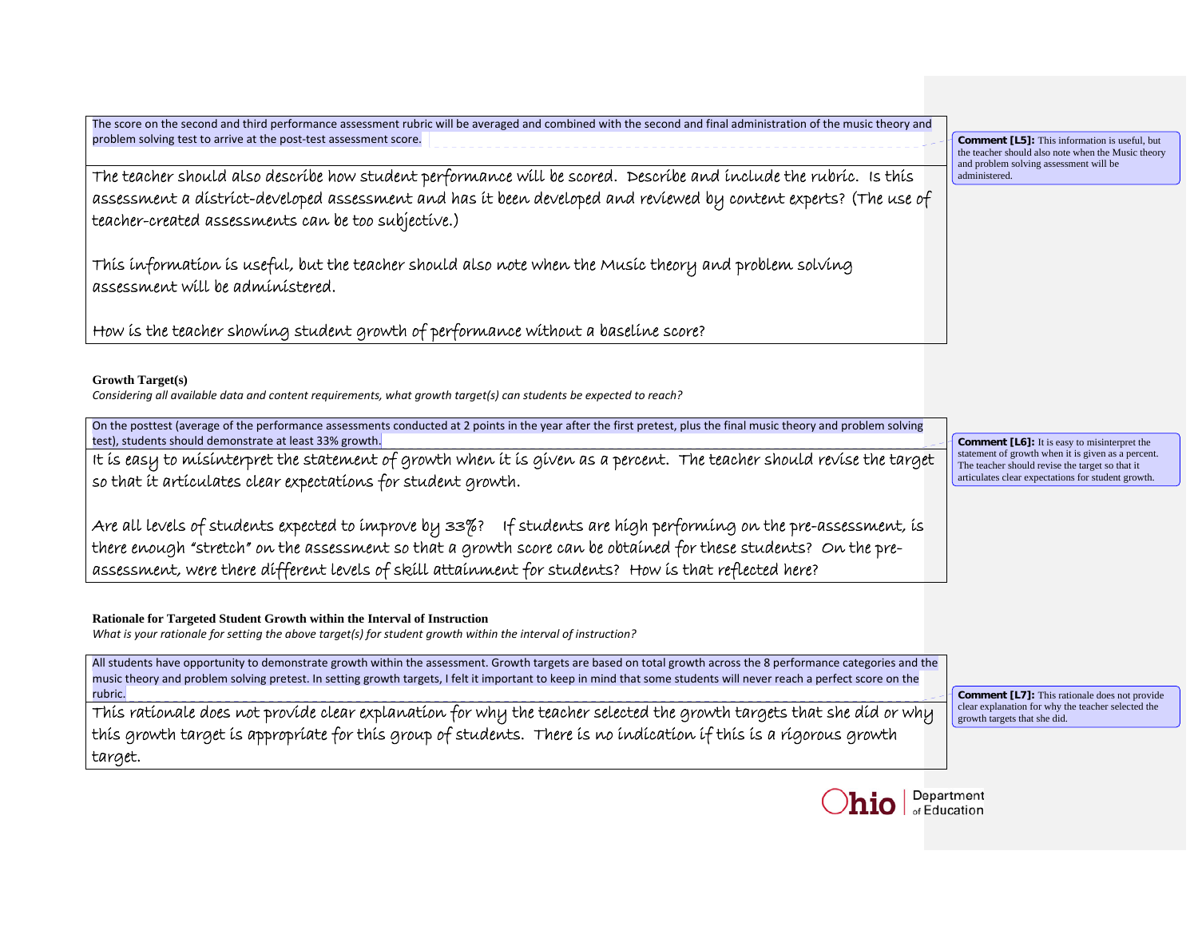| The score on the second and third performance assessment rubric will be averaged and combined with the second and final administration of the music theory and problem solving test to arrive at the post-test assessment score. |
| --- |
| The teacher should also describe how student performance will be scored. Describe and include the rubric. Is this assessment a district-developed assessment and has it been developed and reviewed by content experts? (The use of teacher-created assessments can be too subjective.)<br><br>This information is useful, but the teacher should also note when the Music theory and problem solving assessment will be administered.<br><br>How is the teacher showing student growth of performance without a baseline score? |

**Comment [L5]:** This information is useful, but the teacher should also note when the Music theory and problem solving assessment will be administered.

**Growth Target(s)**

*Considering all available data and content requirements, what growth target(s) can students be expected to reach?*

| On the posttest (average of the performance assessments conducted at 2 points in the year after the first pretest, plus the final music theory and problem solving test), students should demonstrate at least 33% growth. |
| --- |
| It is easy to misinterpret the statement of growth when it is given as a percent. The teacher should revise the target so that it articulates clear expectations for student growth.<br><br>Are all levels of students expected to improve by 33%? If students are high performing on the pre-assessment, is there enough "stretch" on the assessment so that a growth score can be obtained for these students? On the pre-assessment, were there different levels of skill attainment for students? How is that reflected here? |

**Comment [L6]:** It is easy to misinterpret the statement of growth when it is given as a percent. The teacher should revise the target so that it articulates clear expectations for student growth.

**Rationale for Targeted Student Growth within the Interval of Instruction**

*What is your rationale for setting the above target(s) for student growth within the interval of instruction?*

| All students have opportunity to demonstrate growth within the assessment. Growth targets are based on total growth across the 8 performance categories and the music theory and problem solving pretest. In setting growth targets, I felt it important to keep in mind that some students will never reach a perfect score on the rubric. |
| --- |
| This rationale does not provide clear explanation for why the teacher selected the growth targets that she did or why this growth target is appropriate for this group of students. There is no indication if this is a rigorous growth target. |

**Comment [L7]:** This rationale does not provide clear explanation for why the teacher selected the growth targets that she did.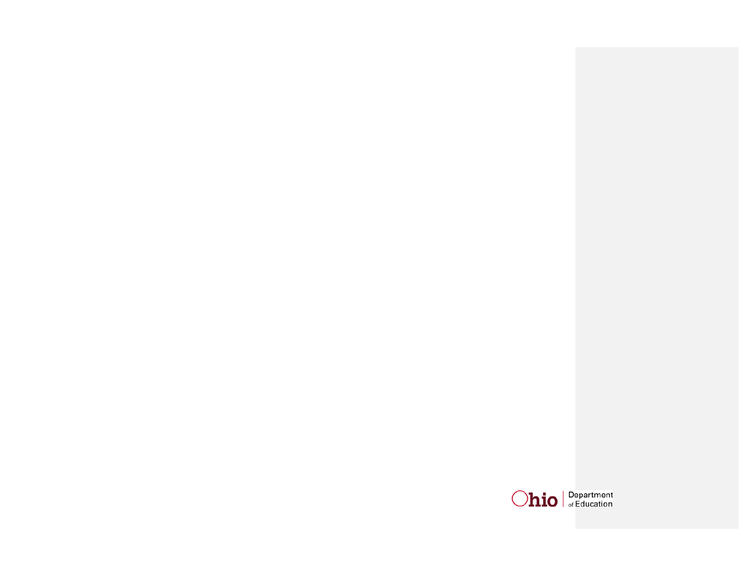Ohio | Department of Education